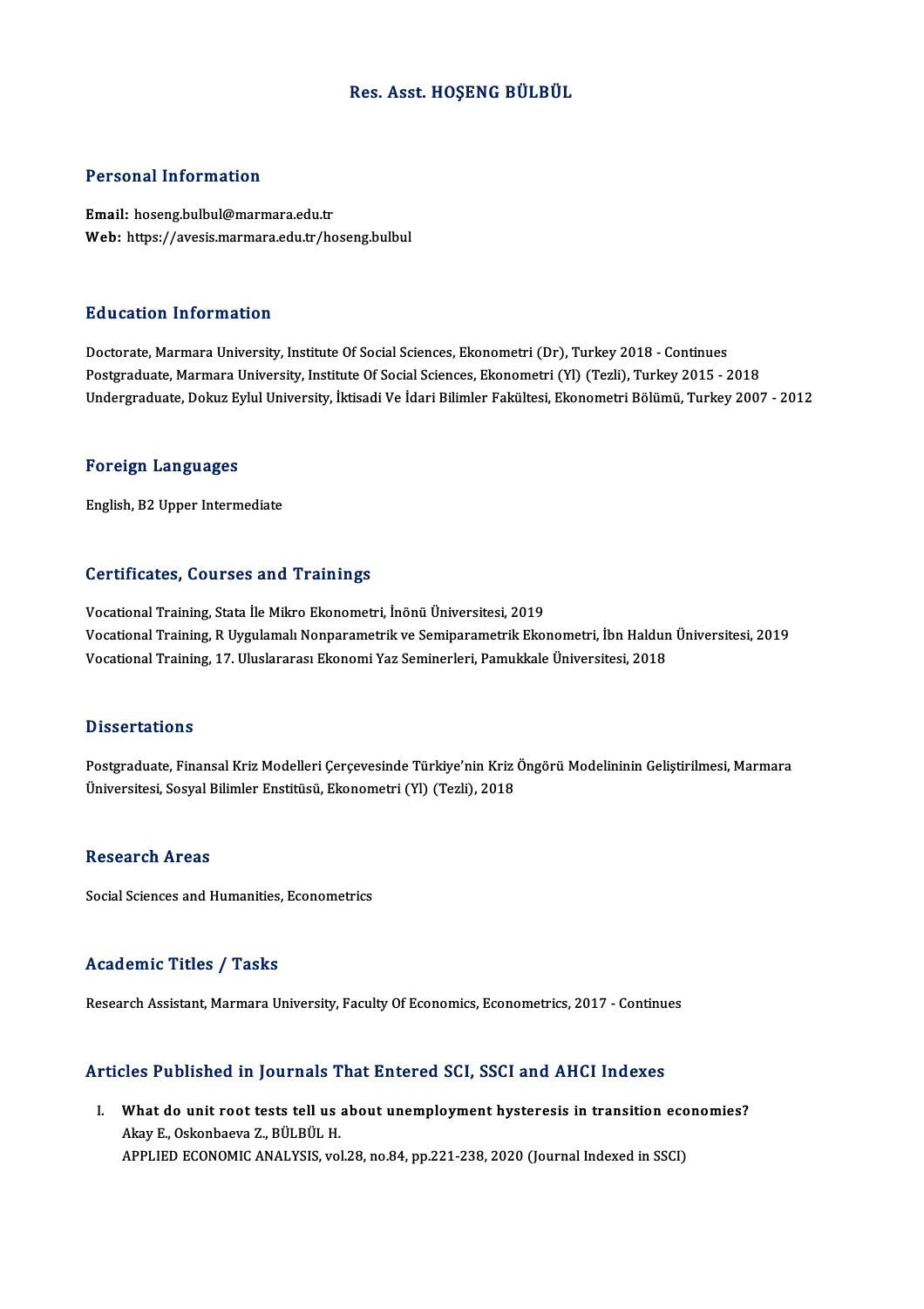# Res. Asst. HOŞENG BÜLBÜL

## Personal Information

**Email:** hoseng.bulbul@marmara.edu.tr
**Web:** https://avesis.marmara.edu.tr/hoseng.bulbul

## Education Information

Doctorate, Marmara University, Institute Of Social Sciences, Ekonometri (Dr), Turkey 2018 - Continues
Postgraduate, Marmara University, Institute Of Social Sciences, Ekonometri (Yl) (Tezli), Turkey 2015 - 2018
Undergraduate, Dokuz Eylul University, İktisadi Ve İdari Bilimler Fakültesi, Ekonometri Bölümü, Turkey 2007 - 2012

## Foreign Languages

English, B2 Upper Intermediate

## Certificates, Courses and Trainings

Vocational Training, Stata İle Mikro Ekonometri, İnönü Üniversitesi, 2019
Vocational Training, R Uygulamalı Nonparametrik ve Semiparametrik Ekonometri, İbn Haldun Üniversitesi, 2019
Vocational Training, 17. Uluslararası Ekonomi Yaz Seminerleri, Pamukkale Üniversitesi, 2018

## Dissertations

Postgraduate, Finansal Kriz Modelleri Çerçevesinde Türkiye'nin Kriz Öngörü Modelininin Geliştirilmesi, Marmara Üniversitesi, Sosyal Bilimler Enstitüsü, Ekonometri (Yl) (Tezli), 2018

## Research Areas

Social Sciences and Humanities, Econometrics

## Academic Titles / Tasks

Research Assistant, Marmara University, Faculty Of Economics, Econometrics, 2017 - Continues

## Articles Published in Journals That Entered SCI, SSCI and AHCI Indexes

I. **What do unit root tests tell us about unemployment hysteresis in transition economies?**
   Akay E., Oskonbaeva Z., BÜLBÜL H.
   APPLIED ECONOMIC ANALYSIS, vol.28, no.84, pp.221-238, 2020 (Journal Indexed in SSCI)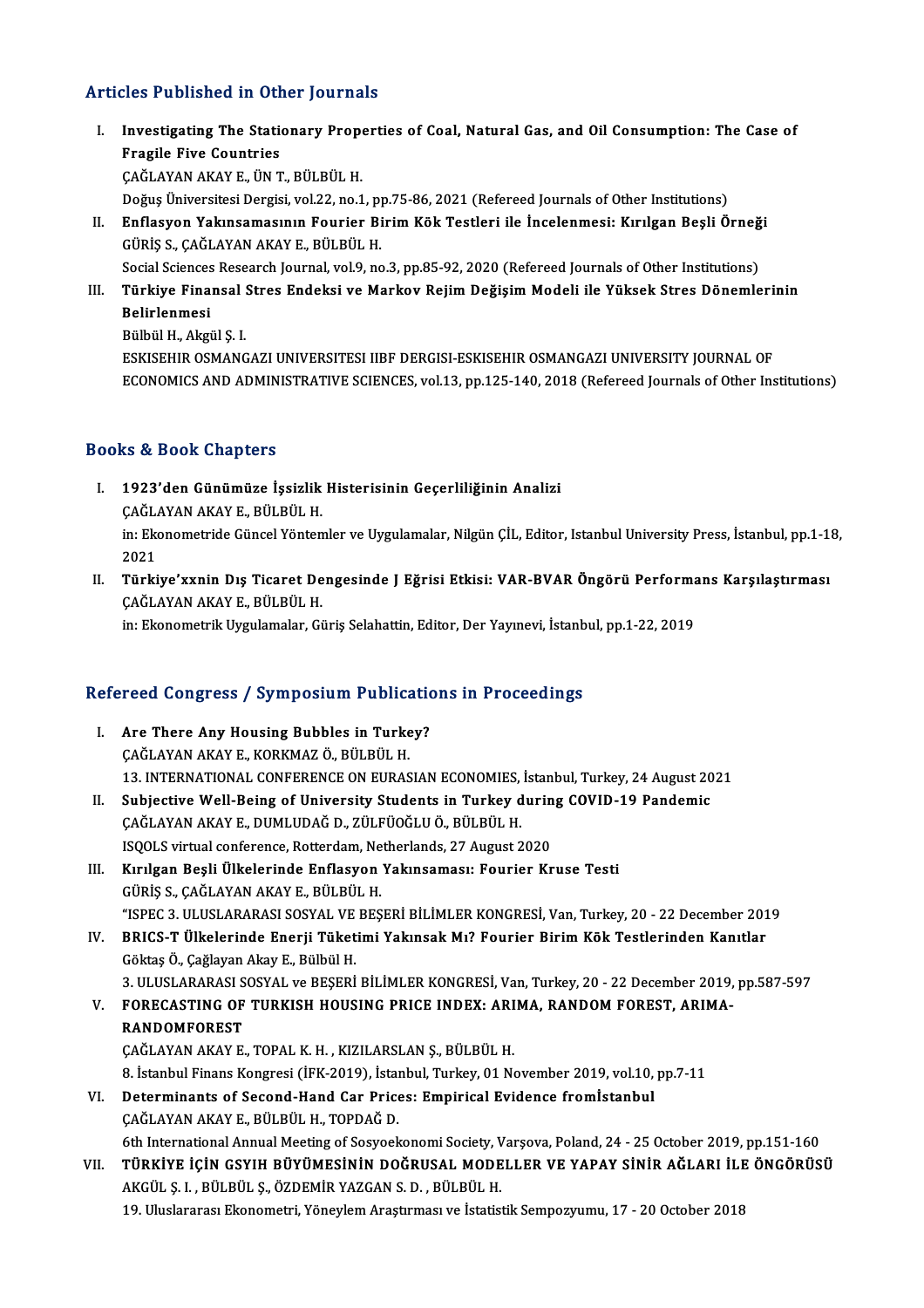## Articles Published in Other Journals

I. **Investigating The Stationary Properties of Coal, Natural Gas, and Oil Consumption: The Case of Fragile Five Countries**
ÇAĞLAYAN AKAY E., ÜN T., BÜLBÜL H.
Doğuş Üniversitesi Dergisi, vol.22, no.1, pp.75-86, 2021 (Refereed Journals of Other Institutions)

II. **Enflasyon Yakınsamasının Fourier Birim Kök Testleri ile İncelenmesi: Kırılgan Beşli Örneği**
GÜRİŞ S., ÇAĞLAYAN AKAY E., BÜLBÜL H.
Social Sciences Research Journal, vol.9, no.3, pp.85-92, 2020 (Refereed Journals of Other Institutions)

III. **Türkiye Finansal Stres Endeksi ve Markov Rejim Değişim Modeli ile Yüksek Stres Dönemlerinin Belirlenmesi**
Bülbül H., Akgül Ş. I.
ESKISEHIR OSMANGAZI UNIVERSITESI IIBF DERGISI-ESKISEHIR OSMANGAZI UNIVERSITY JOURNAL OF ECONOMICS AND ADMINISTRATIVE SCIENCES, vol.13, pp.125-140, 2018 (Refereed Journals of Other Institutions)

## Books & Book Chapters

I. **1923'den Günümüze İşsizlik Histerisinin Geçerliliğinin Analizi**
ÇAĞLAYAN AKAY E., BÜLBÜL H.
in: Ekonometride Güncel Yöntemler ve Uygulamalar, Nilgün ÇİL, Editor, Istanbul University Press, İstanbul, pp.1-18, 2021

II. **Türkiye'xxnin Dış Ticaret Dengesinde J Eğrisi Etkisi: VAR-BVAR Öngörü Performans Karşılaştırması**
ÇAĞLAYAN AKAY E., BÜLBÜL H.
in: Ekonometrik Uygulamalar, Güriş Selahattin, Editor, Der Yayınevi, İstanbul, pp.1-22, 2019

## Refereed Congress / Symposium Publications in Proceedings

I. **Are There Any Housing Bubbles in Turkey?**
ÇAĞLAYAN AKAY E., KORKMAZ Ö., BÜLBÜL H.
13. INTERNATIONAL CONFERENCE ON EURASIAN ECONOMIES, İstanbul, Turkey, 24 August 2021

II. **Subjective Well-Being of University Students in Turkey during COVID-19 Pandemic**
ÇAĞLAYAN AKAY E., DUMLUDAĞ D., ZÜLFÜOĞLU Ö., BÜLBÜL H.
ISQOLS virtual conference, Rotterdam, Netherlands, 27 August 2020

III. **Kırılgan Beşli Ülkelerinde Enflasyon Yakınsaması: Fourier Kruse Testi**
GÜRİŞ S., ÇAĞLAYAN AKAY E., BÜLBÜL H.
"ISPEC 3. ULUSLARARASI SOSYAL VE BEŞERİ BİLİMLER KONGRESİ, Van, Turkey, 20 - 22 December 2019

IV. **BRICS-T Ülkelerinde Enerji Tüketimi Yakınsak Mı? Fourier Birim Kök Testlerinden Kanıtlar**
Göktaş Ö., Çağlayan Akay E., Bülbül H.
3. ULUSLARARASI SOSYAL ve BEŞERİ BİLİMLER KONGRESİ, Van, Turkey, 20 - 22 December 2019, pp.587-597

V. **FORECASTING OF TURKISH HOUSING PRICE INDEX: ARIMA, RANDOM FOREST, ARIMA-RANDOMFOREST**
ÇAĞLAYAN AKAY E., TOPAL K. H. , KIZILARSLAN Ş., BÜLBÜL H.
8. İstanbul Finans Kongresi (İFK-2019), İstanbul, Turkey, 01 November 2019, vol.10, pp.7-11

VI. **Determinants of Second-Hand Car Prices: Empirical Evidence fromİstanbul**
ÇAĞLAYAN AKAY E., BÜLBÜL H., TOPDAĞ D.
6th International Annual Meeting of Sosyoekonomi Society, Varşova, Poland, 24 - 25 October 2019, pp.151-160

VII. **TÜRKİYE İÇİN GSYIH BÜYÜMESİNİN DOĞRUSAL MODELLER VE YAPAY SİNİR AĞLARI İLE ÖNGÖRÜSÜ**
AKGÜL Ş. I. , BÜLBÜL Ş., ÖZDEMİR YAZGAN S. D. , BÜLBÜL H.
19. Uluslararası Ekonometri, Yöneylem Araştırması ve İstatistik Sempozyumu, 17 - 20 October 2018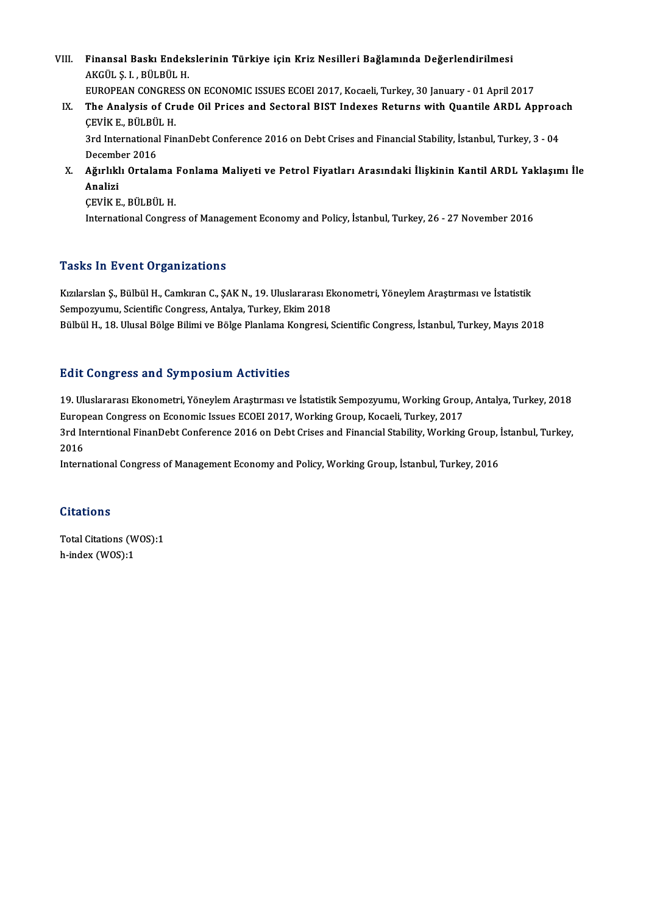VIII. **Finansal Baskı Endekslerinin Türkiye için Kriz Nesilleri Bağlamında Değerlendirilmesi**
AKGÜL Ş. I. , BÜLBÜL H.
EUROPEAN CONGRESS ON ECONOMIC ISSUES ECOEI 2017, Kocaeli, Turkey, 30 January - 01 April 2017

IX. **The Analysis of Crude Oil Prices and Sectoral BIST Indexes Returns with Quantile ARDL Approach**
ÇEVİK E., BÜLBÜL H.
3rd International FinanDebt Conference 2016 on Debt Crises and Financial Stability, İstanbul, Turkey, 3 - 04 December 2016

X. **Ağırlıklı Ortalama Fonlama Maliyeti ve Petrol Fiyatları Arasındaki İlişkinin Kantil ARDL Yaklaşımı İle Analizi**
ÇEVİK E., BÜLBÜL H.
International Congress of Management Economy and Policy, İstanbul, Turkey, 26 - 27 November 2016

## Tasks In Event Organizations

Kızılarslan Ş., Bülbül H., Camkıran C., ŞAK N., 19. Uluslararası Ekonometri, Yöneylem Araştırması ve İstatistik Sempozyumu, Scientific Congress, Antalya, Turkey, Ekim 2018
Bülbül H., 18. Ulusal Bölge Bilimi ve Bölge Planlama Kongresi, Scientific Congress, İstanbul, Turkey, Mayıs 2018

## Edit Congress and Symposium Activities

19. Uluslararası Ekonometri, Yöneylem Araştırması ve İstatistik Sempozyumu, Working Group, Antalya, Turkey, 2018
European Congress on Economic Issues ECOEI 2017, Working Group, Kocaeli, Turkey, 2017
3rd Interntional FinanDebt Conference 2016 on Debt Crises and Financial Stability, Working Group, İstanbul, Turkey, 2016
International Congress of Management Economy and Policy, Working Group, İstanbul, Turkey, 2016

## Citations

Total Citations (WOS):1
h-index (WOS):1